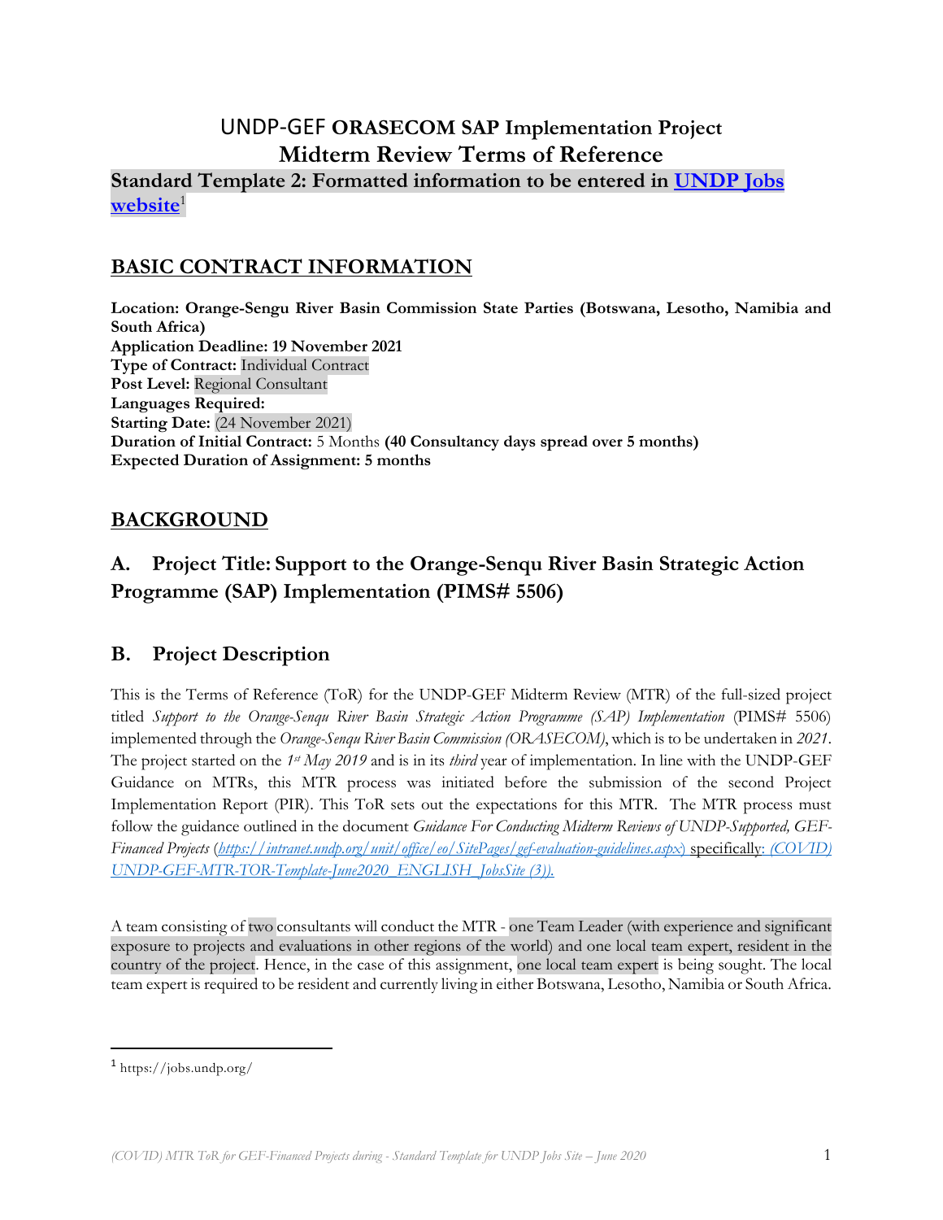# UNDP-GEF ORASECOM SAP Implementation Project
# Midterm Review Terms of Reference

**Standard Template 2: Formatted information to be entered in [UNDP Jobs website](https://jobs.undp.org/)[1]**

## BASIC CONTRACT INFORMATION

**Location: Orange-Sengu River Basin Commission State Parties (Botswana, Lesotho, Namibia and South Africa)**
**Application Deadline: 19 November 2021**
**Type of Contract:** Individual Contract
**Post Level:** Regional Consultant
**Languages Required:**
**Starting Date:** (24 November 2021)
**Duration of Initial Contract:** 5 Months **(40 Consultancy days spread over 5 months)**
**Expected Duration of Assignment: 5 months**

## BACKGROUND

### A. Project Title: Support to the Orange-Senqu River Basin Strategic Action Programme (SAP) Implementation (PIMS# 5506)

### B. Project Description

This is the Terms of Reference (ToR) for the UNDP-GEF Midterm Review (MTR) of the full-sized project titled *Support to the Orange-Senqu River Basin Strategic Action Programme (SAP) Implementation* (PIMS# 5506) implemented through the *Orange-Senqu River Basin Commission (ORASECOM)*, which is to be undertaken in *2021*. The project started on the *1st May 2019* and is in its *third* year of implementation. In line with the UNDP-GEF Guidance on MTRs, this MTR process was initiated before the submission of the second Project Implementation Report (PIR). This ToR sets out the expectations for this MTR. The MTR process must follow the guidance outlined in the document *Guidance For Conducting Midterm Reviews of UNDP-Supported, GEF-Financed Projects* (*https://intranet.undp.org/unit/office/eo/SitePages/gef-evaluation-guidelines.aspx*) specifically: *(COVID) UNDP-GEF-MTR-TOR-Template-June2020_ENGLISH_JobsSite (3)).*

A team consisting of two consultants will conduct the MTR - one Team Leader (with experience and significant exposure to projects and evaluations in other regions of the world) and one local team expert, resident in the country of the project. Hence, in the case of this assignment, one local team expert is being sought. The local team expert is required to be resident and currently living in either Botswana, Lesotho, Namibia or South Africa.

---

[1] https://jobs.undp.org/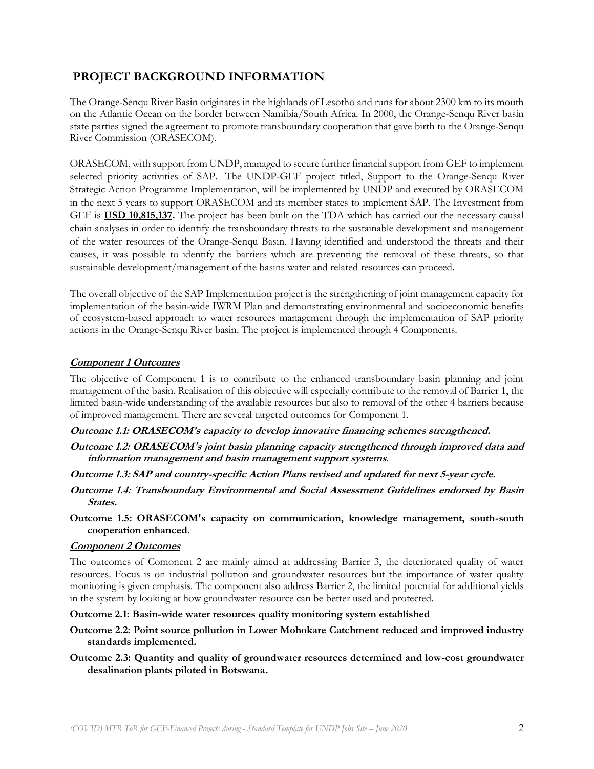## PROJECT BACKGROUND INFORMATION

The Orange-Senqu River Basin originates in the highlands of Lesotho and runs for about 2300 km to its mouth on the Atlantic Ocean on the border between Namibia/South Africa. In 2000, the Orange-Senqu River basin state parties signed the agreement to promote transboundary cooperation that gave birth to the Orange-Senqu River Commission (ORASECOM).

ORASECOM, with support from UNDP, managed to secure further financial support from GEF to implement selected priority activities of SAP. The UNDP-GEF project titled, Support to the Orange-Senqu River Strategic Action Programme Implementation, will be implemented by UNDP and executed by ORASECOM in the next 5 years to support ORASECOM and its member states to implement SAP. The Investment from GEF is **USD 10,815,137.** The project has been built on the TDA which has carried out the necessary causal chain analyses in order to identify the transboundary threats to the sustainable development and management of the water resources of the Orange-Senqu Basin. Having identified and understood the threats and their causes, it was possible to identify the barriers which are preventing the removal of these threats, so that sustainable development/management of the basins water and related resources can proceed.

The overall objective of the SAP Implementation project is the strengthening of joint management capacity for implementation of the basin-wide IWRM Plan and demonstrating environmental and socioeconomic benefits of ecosystem-based approach to water resources management through the implementation of SAP priority actions in the Orange-Senqu River basin. The project is implemented through 4 Components.

***Component 1 Outcomes***

The objective of Component 1 is to contribute to the enhanced transboundary basin planning and joint management of the basin. Realisation of this objective will especially contribute to the removal of Barrier 1, the limited basin-wide understanding of the available resources but also to removal of the other 4 barriers because of improved management. There are several targeted outcomes for Component 1.

***Outcome 1.1: ORASECOM's capacity to develop innovative financing schemes strengthened.***

***Outcome 1.2: ORASECOM's joint basin planning capacity strengthened through improved data and information management and basin management support systems***.

***Outcome 1.3: SAP and country-specific Action Plans revised and updated for next 5-year cycle.***

***Outcome 1.4: Transboundary Environmental and Social Assessment Guidelines endorsed by Basin States.***

**Outcome 1.5: ORASECOM's capacity on communication, knowledge management, south-south cooperation enhanced**.

***Component 2 Outcomes***

The outcomes of Comonent 2 are mainly aimed at addressing Barrier 3, the deteriorated quality of water resources. Focus is on industrial pollution and groundwater resources but the importance of water quality monitoring is given emphasis. The component also address Barrier 2, the limited potential for additional yields in the system by looking at how groundwater resource can be better used and protected.

**Outcome 2.1: Basin-wide water resources quality monitoring system established**

**Outcome 2.2: Point source pollution in Lower Mohokare Catchment reduced and improved industry standards implemented.**

**Outcome 2.3: Quantity and quality of groundwater resources determined and low-cost groundwater desalination plants piloted in Botswana.**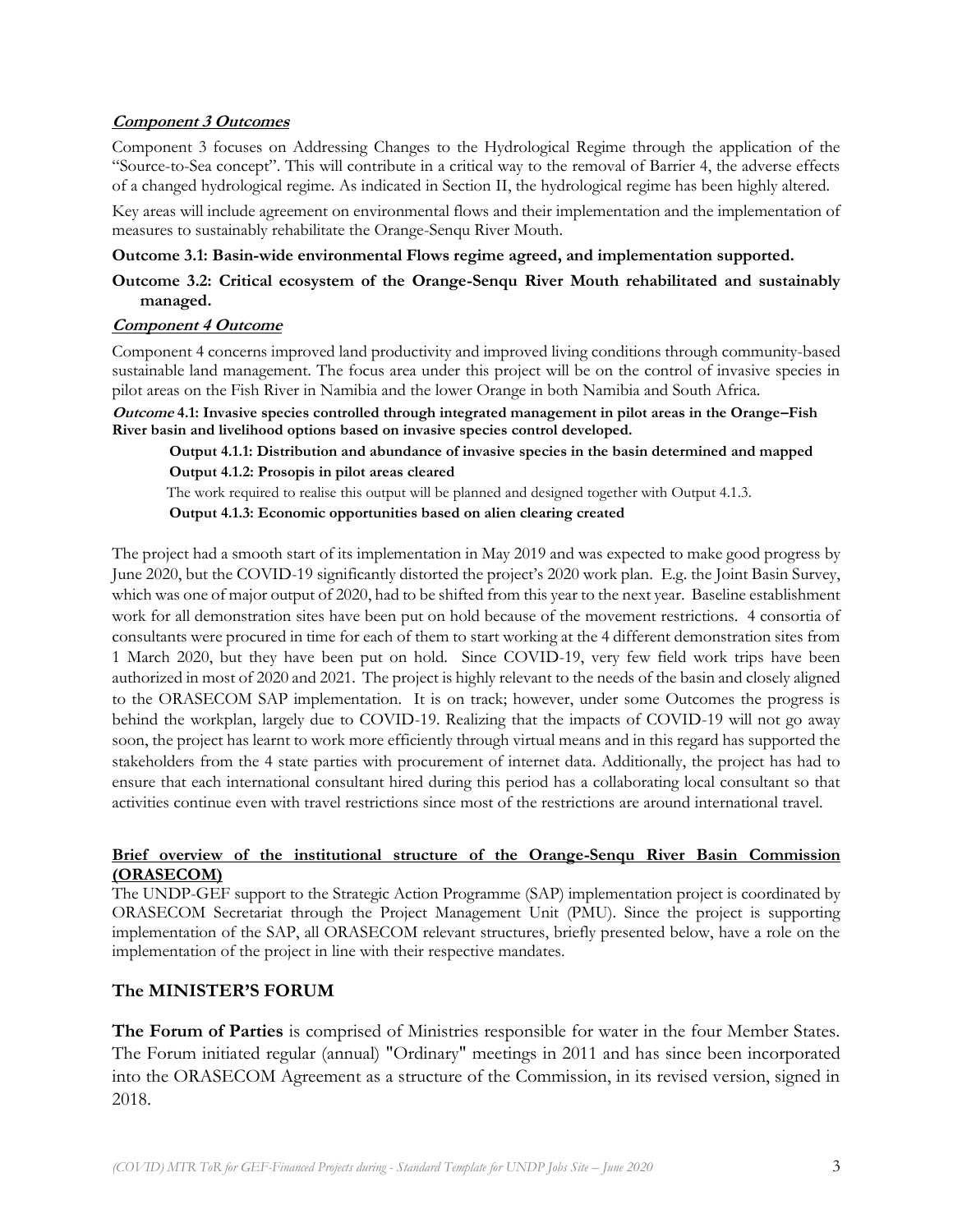***Component 3 Outcomes***

Component 3 focuses on Addressing Changes to the Hydrological Regime through the application of the "Source-to-Sea concept". This will contribute in a critical way to the removal of Barrier 4, the adverse effects of a changed hydrological regime. As indicated in Section II, the hydrological regime has been highly altered.

Key areas will include agreement on environmental flows and their implementation and the implementation of measures to sustainably rehabilitate the Orange-Senqu River Mouth.

**Outcome 3.1: Basin-wide environmental Flows regime agreed, and implementation supported.**

**Outcome 3.2: Critical ecosystem of the Orange-Senqu River Mouth rehabilitated and sustainably managed.**

***Component 4 Outcome***

Component 4 concerns improved land productivity and improved living conditions through community-based sustainable land management. The focus area under this project will be on the control of invasive species in pilot areas on the Fish River in Namibia and the lower Orange in both Namibia and South Africa.

***Outcome* 4.1: Invasive species controlled through integrated management in pilot areas in the Orange–Fish River basin and livelihood options based on invasive species control developed.**

**Output 4.1.1: Distribution and abundance of invasive species in the basin determined and mapped**

**Output 4.1.2: Prosopis in pilot areas cleared**

The work required to realise this output will be planned and designed together with Output 4.1.3.

**Output 4.1.3: Economic opportunities based on alien clearing created**

The project had a smooth start of its implementation in May 2019 and was expected to make good progress by June 2020, but the COVID-19 significantly distorted the project's 2020 work plan. E.g. the Joint Basin Survey, which was one of major output of 2020, had to be shifted from this year to the next year. Baseline establishment work for all demonstration sites have been put on hold because of the movement restrictions. 4 consortia of consultants were procured in time for each of them to start working at the 4 different demonstration sites from 1 March 2020, but they have been put on hold. Since COVID-19, very few field work trips have been authorized in most of 2020 and 2021. The project is highly relevant to the needs of the basin and closely aligned to the ORASECOM SAP implementation. It is on track; however, under some Outcomes the progress is behind the workplan, largely due to COVID-19. Realizing that the impacts of COVID-19 will not go away soon, the project has learnt to work more efficiently through virtual means and in this regard has supported the stakeholders from the 4 state parties with procurement of internet data. Additionally, the project has had to ensure that each international consultant hired during this period has a collaborating local consultant so that activities continue even with travel restrictions since most of the restrictions are around international travel.

**Brief overview of the institutional structure of the Orange-Senqu River Basin Commission (ORASECOM)**

The UNDP-GEF support to the Strategic Action Programme (SAP) implementation project is coordinated by ORASECOM Secretariat through the Project Management Unit (PMU). Since the project is supporting implementation of the SAP, all ORASECOM relevant structures, briefly presented below, have a role on the implementation of the project in line with their respective mandates.

## The MINISTER'S FORUM

**The Forum of Parties** is comprised of Ministries responsible for water in the four Member States. The Forum initiated regular (annual) "Ordinary" meetings in 2011 and has since been incorporated into the ORASECOM Agreement as a structure of the Commission, in its revised version, signed in 2018.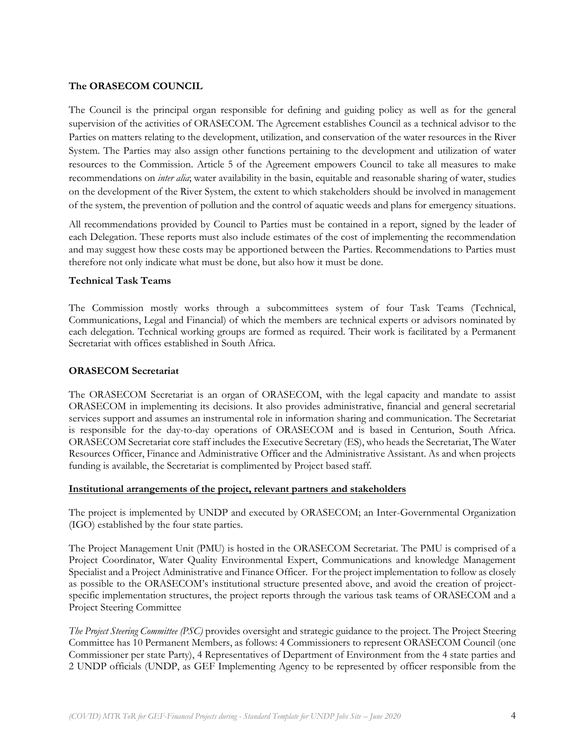**The ORASECOM COUNCIL**

The Council is the principal organ responsible for defining and guiding policy as well as for the general supervision of the activities of ORASECOM. The Agreement establishes Council as a technical advisor to the Parties on matters relating to the development, utilization, and conservation of the water resources in the River System. The Parties may also assign other functions pertaining to the development and utilization of water resources to the Commission. Article 5 of the Agreement empowers Council to take all measures to make recommendations on *inter alia*; water availability in the basin, equitable and reasonable sharing of water, studies on the development of the River System, the extent to which stakeholders should be involved in management of the system, the prevention of pollution and the control of aquatic weeds and plans for emergency situations.

All recommendations provided by Council to Parties must be contained in a report, signed by the leader of each Delegation. These reports must also include estimates of the cost of implementing the recommendation and may suggest how these costs may be apportioned between the Parties. Recommendations to Parties must therefore not only indicate what must be done, but also how it must be done.

**Technical Task Teams**

The Commission mostly works through a subcommittees system of four Task Teams (Technical, Communications, Legal and Financial) of which the members are technical experts or advisors nominated by each delegation. Technical working groups are formed as required. Their work is facilitated by a Permanent Secretariat with offices established in South Africa.

**ORASECOM Secretariat**

The ORASECOM Secretariat is an organ of ORASECOM, with the legal capacity and mandate to assist ORASECOM in implementing its decisions. It also provides administrative, financial and general secretarial services support and assumes an instrumental role in information sharing and communication. The Secretariat is responsible for the day-to-day operations of ORASECOM and is based in Centurion, South Africa. ORASECOM Secretariat core staff includes the Executive Secretary (ES), who heads the Secretariat, The Water Resources Officer, Finance and Administrative Officer and the Administrative Assistant. As and when projects funding is available, the Secretariat is complimented by Project based staff.

**Institutional arrangements of the project, relevant partners and stakeholders**

The project is implemented by UNDP and executed by ORASECOM; an Inter-Governmental Organization (IGO) established by the four state parties.

The Project Management Unit (PMU) is hosted in the ORASECOM Secretariat. The PMU is comprised of a Project Coordinator, Water Quality Environmental Expert, Communications and knowledge Management Specialist and a Project Administrative and Finance Officer. For the project implementation to follow as closely as possible to the ORASECOM's institutional structure presented above, and avoid the creation of project-specific implementation structures, the project reports through the various task teams of ORASECOM and a Project Steering Committee

*The Project Steering Committee (PSC)* provides oversight and strategic guidance to the project. The Project Steering Committee has 10 Permanent Members, as follows: 4 Commissioners to represent ORASECOM Council (one Commissioner per state Party), 4 Representatives of Department of Environment from the 4 state parties and 2 UNDP officials (UNDP, as GEF Implementing Agency to be represented by officer responsible from the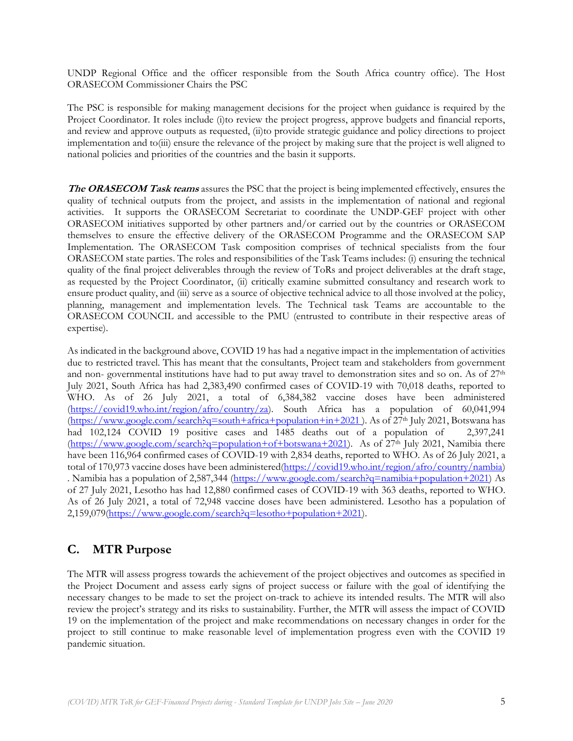UNDP Regional Office and the officer responsible from the South Africa country office). The Host ORASECOM Commissioner Chairs the PSC

The PSC is responsible for making management decisions for the project when guidance is required by the Project Coordinator. It roles include (i)to review the project progress, approve budgets and financial reports, and review and approve outputs as requested, (ii)to provide strategic guidance and policy directions to project implementation and to(iii) ensure the relevance of the project by making sure that the project is well aligned to national policies and priorities of the countries and the basin it supports.

***The ORASECOM Task teams*** assures the PSC that the project is being implemented effectively, ensures the quality of technical outputs from the project, and assists in the implementation of national and regional activities. It supports the ORASECOM Secretariat to coordinate the UNDP-GEF project with other ORASECOM initiatives supported by other partners and/or carried out by the countries or ORASECOM themselves to ensure the effective delivery of the ORASECOM Programme and the ORASECOM SAP Implementation. The ORASECOM Task composition comprises of technical specialists from the four ORASECOM state parties. The roles and responsibilities of the Task Teams includes: (i) ensuring the technical quality of the final project deliverables through the review of ToRs and project deliverables at the draft stage, as requested by the Project Coordinator, (ii) critically examine submitted consultancy and research work to ensure product quality, and (iii) serve as a source of objective technical advice to all those involved at the policy, planning, management and implementation levels. The Technical task Teams are accountable to the ORASECOM COUNCIL and accessible to the PMU (entrusted to contribute in their respective areas of expertise).

As indicated in the background above, COVID 19 has had a negative impact in the implementation of activities due to restricted travel. This has meant that the consultants, Project team and stakeholders from government and non- governmental institutions have had to put away travel to demonstration sites and so on. As of 27th July 2021, South Africa has had 2,383,490 confirmed cases of COVID-19 with 70,018 deaths, reported to WHO. As of 26 July 2021, a total of 6,384,382 vaccine doses have been administered (https://covid19.who.int/region/afro/country/za). South Africa has a population of 60,041,994 (https://www.google.com/search?q=south+africa+population+in+2021 ). As of 27th July 2021, Botswana has had 102,124 COVID 19 positive cases and 1485 deaths out of a population of 2,397,241 (https://www.google.com/search?q=population+of+botswana+2021). As of 27th July 2021, Namibia there have been 116,964 confirmed cases of COVID-19 with 2,834 deaths, reported to WHO. As of 26 July 2021, a total of 170,973 vaccine doses have been administered(https://covid19.who.int/region/afro/country/nambia) . Namibia has a population of 2,587,344 (https://www.google.com/search?q=namibia+population+2021) As of 27 July 2021, Lesotho has had 12,880 confirmed cases of COVID-19 with 363 deaths, reported to WHO. As of 26 July 2021, a total of 72,948 vaccine doses have been administered. Lesotho has a population of 2,159,079(https://www.google.com/search?q=lesotho+population+2021).

## C. MTR Purpose

The MTR will assess progress towards the achievement of the project objectives and outcomes as specified in the Project Document and assess early signs of project success or failure with the goal of identifying the necessary changes to be made to set the project on-track to achieve its intended results. The MTR will also review the project's strategy and its risks to sustainability. Further, the MTR will assess the impact of COVID 19 on the implementation of the project and make recommendations on necessary changes in order for the project to still continue to make reasonable level of implementation progress even with the COVID 19 pandemic situation.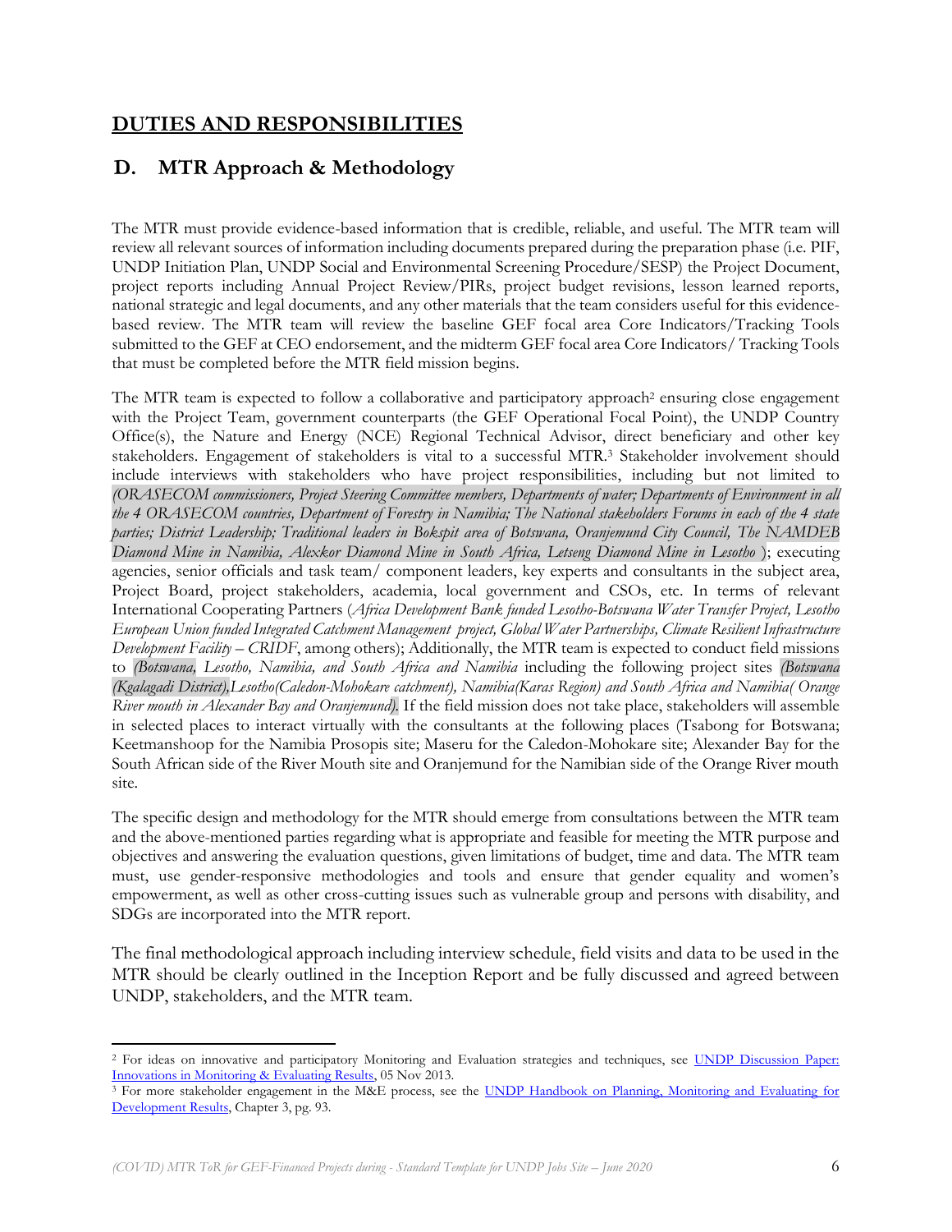## DUTIES AND RESPONSIBILITIES

## D. MTR Approach & Methodology

The MTR must provide evidence-based information that is credible, reliable, and useful. The MTR team will review all relevant sources of information including documents prepared during the preparation phase (i.e. PIF, UNDP Initiation Plan, UNDP Social and Environmental Screening Procedure/SESP) the Project Document, project reports including Annual Project Review/PIRs, project budget revisions, lesson learned reports, national strategic and legal documents, and any other materials that the team considers useful for this evidence-based review. The MTR team will review the baseline GEF focal area Core Indicators/Tracking Tools submitted to the GEF at CEO endorsement, and the midterm GEF focal area Core Indicators/ Tracking Tools that must be completed before the MTR field mission begins.

The MTR team is expected to follow a collaborative and participatory approach[2] ensuring close engagement with the Project Team, government counterparts (the GEF Operational Focal Point), the UNDP Country Office(s), the Nature and Energy (NCE) Regional Technical Advisor, direct beneficiary and other key stakeholders. Engagement of stakeholders is vital to a successful MTR.[3] Stakeholder involvement should include interviews with stakeholders who have project responsibilities, including but not limited to *(ORASECOM commissioners, Project Steering Committee members, Departments of water; Departments of Environment in all the 4 ORASECOM countries, Department of Forestry in Namibia; The National stakeholders Forums in each of the 4 state parties; District Leadership; Traditional leaders in Bokspit area of Botswana, Oranjemund City Council, The NAMDEB Diamond Mine in Namibia, Alexkor Diamond Mine in South Africa, Letseng Diamond Mine in Lesotho* ); executing agencies, senior officials and task team/ component leaders, key experts and consultants in the subject area, Project Board, project stakeholders, academia, local government and CSOs, etc. In terms of relevant International Cooperating Partners (*Africa Development Bank funded Lesotho-Botswana Water Transfer Project, Lesotho European Union funded Integrated Catchment Management project, Global Water Partnerships, Climate Resilient Infrastructure Development Facility – CRIDF*, among others); Additionally, the MTR team is expected to conduct field missions to *(Botswana, Lesotho, Namibia, and South Africa and Namibia* including the following project sites *(Botswana (Kgalagadi District),Lesotho(Caledon-Mohokare catchment), Namibia(Karas Region) and South Africa and Namibia( Orange River mouth in Alexander Bay and Oranjemund).* If the field mission does not take place, stakeholders will assemble in selected places to interact virtually with the consultants at the following places (Tsabong for Botswana; Keetmanshoop for the Namibia Prosopis site; Maseru for the Caledon-Mohokare site; Alexander Bay for the South African side of the River Mouth site and Oranjemund for the Namibian side of the Orange River mouth site.

The specific design and methodology for the MTR should emerge from consultations between the MTR team and the above-mentioned parties regarding what is appropriate and feasible for meeting the MTR purpose and objectives and answering the evaluation questions, given limitations of budget, time and data. The MTR team must, use gender-responsive methodologies and tools and ensure that gender equality and women's empowerment, as well as other cross-cutting issues such as vulnerable group and persons with disability, and SDGs are incorporated into the MTR report.

The final methodological approach including interview schedule, field visits and data to be used in the MTR should be clearly outlined in the Inception Report and be fully discussed and agreed between UNDP, stakeholders, and the MTR team.

---

[2] For ideas on innovative and participatory Monitoring and Evaluation strategies and techniques, see UNDP Discussion Paper: Innovations in Monitoring & Evaluating Results, 05 Nov 2013.

[3] For more stakeholder engagement in the M&E process, see the UNDP Handbook on Planning, Monitoring and Evaluating for Development Results, Chapter 3, pg. 93.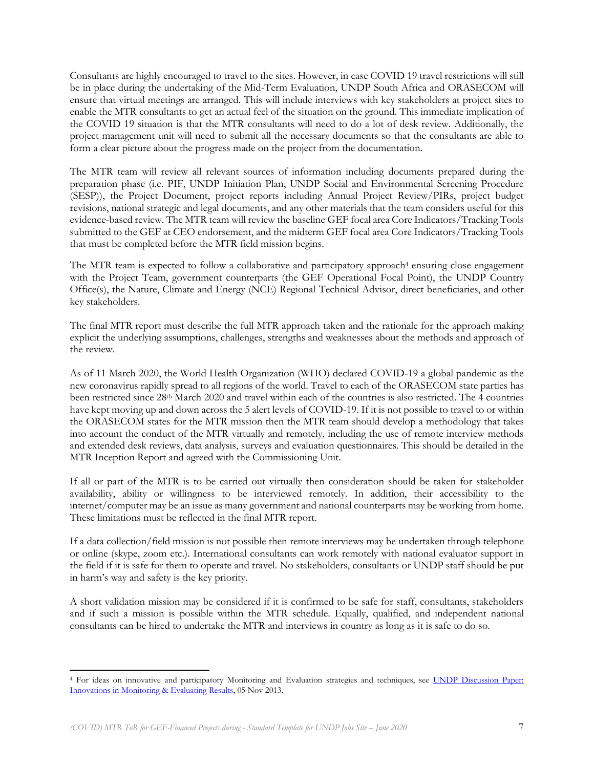Consultants are highly encouraged to travel to the sites. However, in case COVID 19 travel restrictions will still be in place during the undertaking of the Mid-Term Evaluation, UNDP South Africa and ORASECOM will ensure that virtual meetings are arranged. This will include interviews with key stakeholders at project sites to enable the MTR consultants to get an actual feel of the situation on the ground. This immediate implication of the COVID 19 situation is that the MTR consultants will need to do a lot of desk review. Additionally, the project management unit will need to submit all the necessary documents so that the consultants are able to form a clear picture about the progress made on the project from the documentation.

The MTR team will review all relevant sources of information including documents prepared during the preparation phase (i.e. PIF, UNDP Initiation Plan, UNDP Social and Environmental Screening Procedure (SESP)), the Project Document, project reports including Annual Project Review/PIRs, project budget revisions, national strategic and legal documents, and any other materials that the team considers useful for this evidence-based review. The MTR team will review the baseline GEF focal area Core Indicators/Tracking Tools submitted to the GEF at CEO endorsement, and the midterm GEF focal area Core Indicators/Tracking Tools that must be completed before the MTR field mission begins.

The MTR team is expected to follow a collaborative and participatory approach[4] ensuring close engagement with the Project Team, government counterparts (the GEF Operational Focal Point), the UNDP Country Office(s), the Nature, Climate and Energy (NCE) Regional Technical Advisor, direct beneficiaries, and other key stakeholders.

The final MTR report must describe the full MTR approach taken and the rationale for the approach making explicit the underlying assumptions, challenges, strengths and weaknesses about the methods and approach of the review.

As of 11 March 2020, the World Health Organization (WHO) declared COVID-19 a global pandemic as the new coronavirus rapidly spread to all regions of the world. Travel to each of the ORASECOM state parties has been restricted since 28th March 2020 and travel within each of the countries is also restricted. The 4 countries have kept moving up and down across the 5 alert levels of COVID-19. If it is not possible to travel to or within the ORASECOM states for the MTR mission then the MTR team should develop a methodology that takes into account the conduct of the MTR virtually and remotely, including the use of remote interview methods and extended desk reviews, data analysis, surveys and evaluation questionnaires. This should be detailed in the MTR Inception Report and agreed with the Commissioning Unit.

If all or part of the MTR is to be carried out virtually then consideration should be taken for stakeholder availability, ability or willingness to be interviewed remotely. In addition, their accessibility to the internet/computer may be an issue as many government and national counterparts may be working from home. These limitations must be reflected in the final MTR report.

If a data collection/field mission is not possible then remote interviews may be undertaken through telephone or online (skype, zoom etc.). International consultants can work remotely with national evaluator support in the field if it is safe for them to operate and travel. No stakeholders, consultants or UNDP staff should be put in harm's way and safety is the key priority.

A short validation mission may be considered if it is confirmed to be safe for staff, consultants, stakeholders and if such a mission is possible within the MTR schedule. Equally, qualified, and independent national consultants can be hired to undertake the MTR and interviews in country as long as it is safe to do so.

---

[4] For ideas on innovative and participatory Monitoring and Evaluation strategies and techniques, see [UNDP Discussion Paper: Innovations in Monitoring & Evaluating Results](), 05 Nov 2013.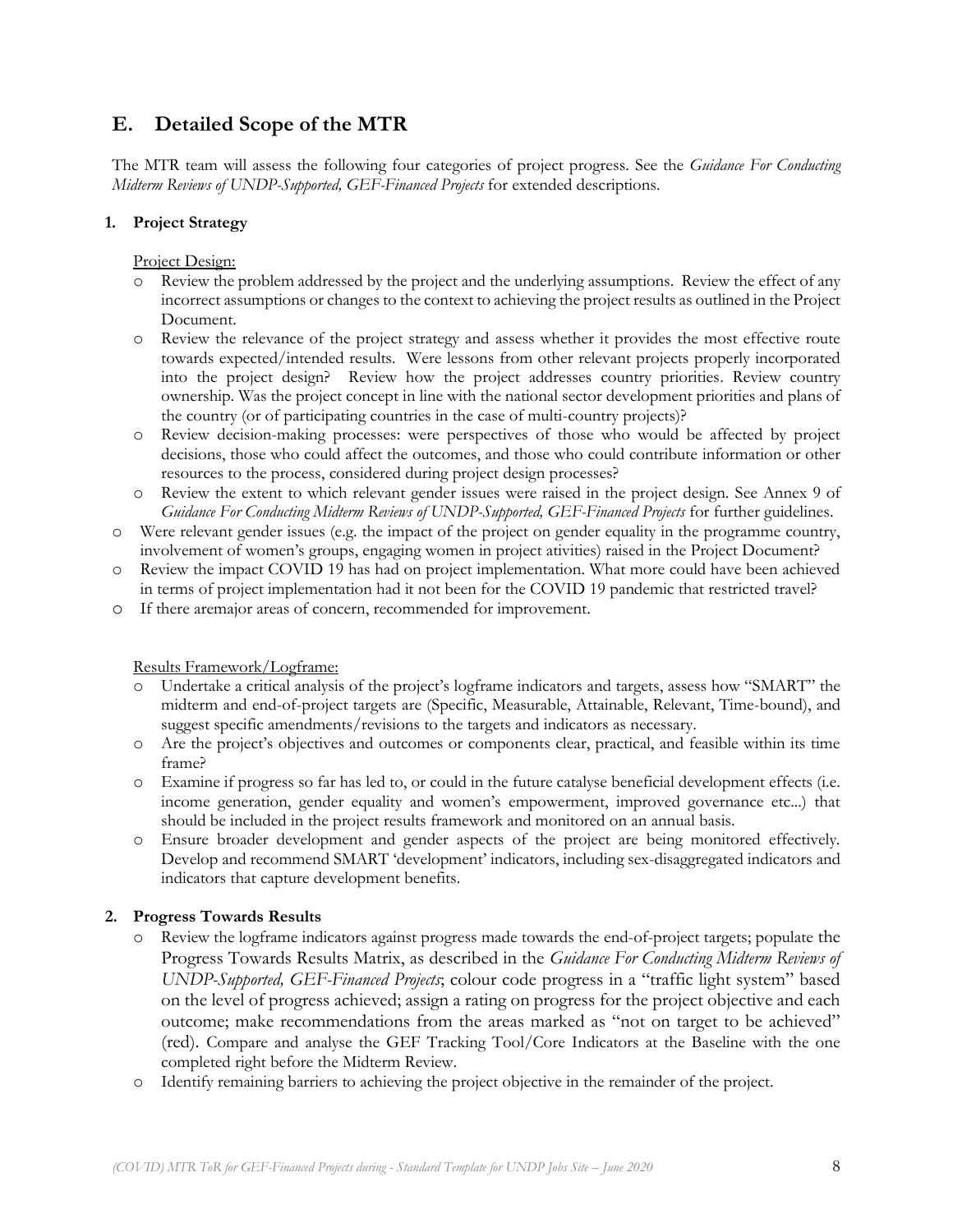## E. Detailed Scope of the MTR

The MTR team will assess the following four categories of project progress. See the *Guidance For Conducting Midterm Reviews of UNDP-Supported, GEF-Financed Projects* for extended descriptions.

### 1. Project Strategy

Project Design:

- Review the problem addressed by the project and the underlying assumptions. Review the effect of any incorrect assumptions or changes to the context to achieving the project results as outlined in the Project Document.
- Review the relevance of the project strategy and assess whether it provides the most effective route towards expected/intended results. Were lessons from other relevant projects properly incorporated into the project design? Review how the project addresses country priorities. Review country ownership. Was the project concept in line with the national sector development priorities and plans of the country (or of participating countries in the case of multi-country projects)?
- Review decision-making processes: were perspectives of those who would be affected by project decisions, those who could affect the outcomes, and those who could contribute information or other resources to the process, considered during project design processes?
- Review the extent to which relevant gender issues were raised in the project design. See Annex 9 of *Guidance For Conducting Midterm Reviews of UNDP-Supported, GEF-Financed Projects* for further guidelines.
- Were relevant gender issues (e.g. the impact of the project on gender equality in the programme country, involvement of women's groups, engaging women in project ativities) raised in the Project Document?
- Review the impact COVID 19 has had on project implementation. What more could have been achieved in terms of project implementation had it not been for the COVID 19 pandemic that restricted travel?
- If there aremajor areas of concern, recommended for improvement.

Results Framework/Logframe:

- Undertake a critical analysis of the project's logframe indicators and targets, assess how "SMART" the midterm and end-of-project targets are (Specific, Measurable, Attainable, Relevant, Time-bound), and suggest specific amendments/revisions to the targets and indicators as necessary.
- Are the project's objectives and outcomes or components clear, practical, and feasible within its time frame?
- Examine if progress so far has led to, or could in the future catalyse beneficial development effects (i.e. income generation, gender equality and women's empowerment, improved governance etc...) that should be included in the project results framework and monitored on an annual basis.
- Ensure broader development and gender aspects of the project are being monitored effectively. Develop and recommend SMART 'development' indicators, including sex-disaggregated indicators and indicators that capture development benefits.

### 2. Progress Towards Results

- Review the logframe indicators against progress made towards the end-of-project targets; populate the Progress Towards Results Matrix, as described in the *Guidance For Conducting Midterm Reviews of UNDP-Supported, GEF-Financed Projects*; colour code progress in a "traffic light system" based on the level of progress achieved; assign a rating on progress for the project objective and each outcome; make recommendations from the areas marked as "not on target to be achieved" (red). Compare and analyse the GEF Tracking Tool/Core Indicators at the Baseline with the one completed right before the Midterm Review.
- Identify remaining barriers to achieving the project objective in the remainder of the project.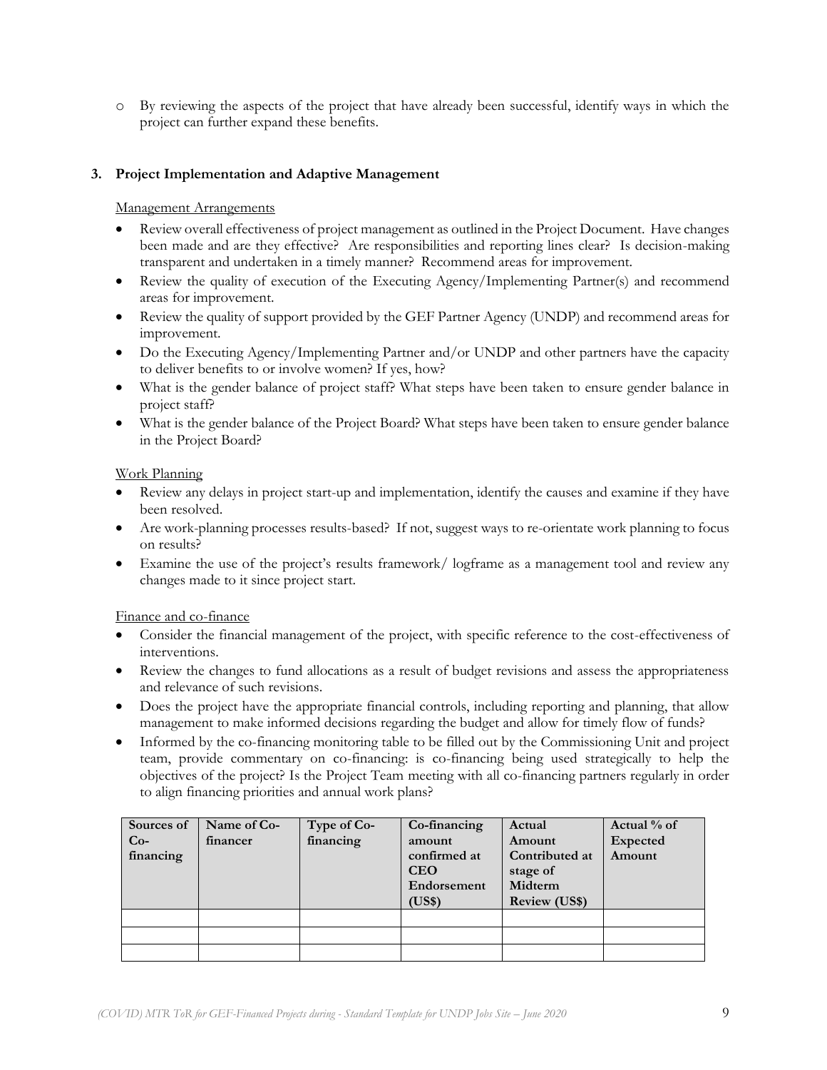- By reviewing the aspects of the project that have already been successful, identify ways in which the project can further expand these benefits.

### 3. Project Implementation and Adaptive Management

Management Arrangements

- Review overall effectiveness of project management as outlined in the Project Document. Have changes been made and are they effective? Are responsibilities and reporting lines clear? Is decision-making transparent and undertaken in a timely manner? Recommend areas for improvement.
- Review the quality of execution of the Executing Agency/Implementing Partner(s) and recommend areas for improvement.
- Review the quality of support provided by the GEF Partner Agency (UNDP) and recommend areas for improvement.
- Do the Executing Agency/Implementing Partner and/or UNDP and other partners have the capacity to deliver benefits to or involve women? If yes, how?
- What is the gender balance of project staff? What steps have been taken to ensure gender balance in project staff?
- What is the gender balance of the Project Board? What steps have been taken to ensure gender balance in the Project Board?

Work Planning

- Review any delays in project start-up and implementation, identify the causes and examine if they have been resolved.
- Are work-planning processes results-based? If not, suggest ways to re-orientate work planning to focus on results?
- Examine the use of the project's results framework/ logframe as a management tool and review any changes made to it since project start.

Finance and co-finance

- Consider the financial management of the project, with specific reference to the cost-effectiveness of interventions.
- Review the changes to fund allocations as a result of budget revisions and assess the appropriateness and relevance of such revisions.
- Does the project have the appropriate financial controls, including reporting and planning, that allow management to make informed decisions regarding the budget and allow for timely flow of funds?
- Informed by the co-financing monitoring table to be filled out by the Commissioning Unit and project team, provide commentary on co-financing: is co-financing being used strategically to help the objectives of the project? Is the Project Team meeting with all co-financing partners regularly in order to align financing priorities and annual work plans?

| Sources of Co-financing | Name of Co-financer | Type of Co-financing | Co-financing amount confirmed at CEO Endorsement (US$) | Actual Amount Contributed at stage of Midterm Review (US$) | Actual % of Expected Amount |
|---|---|---|---|---|---|
| | | | | | |
| | | | | | |
| | | | | | |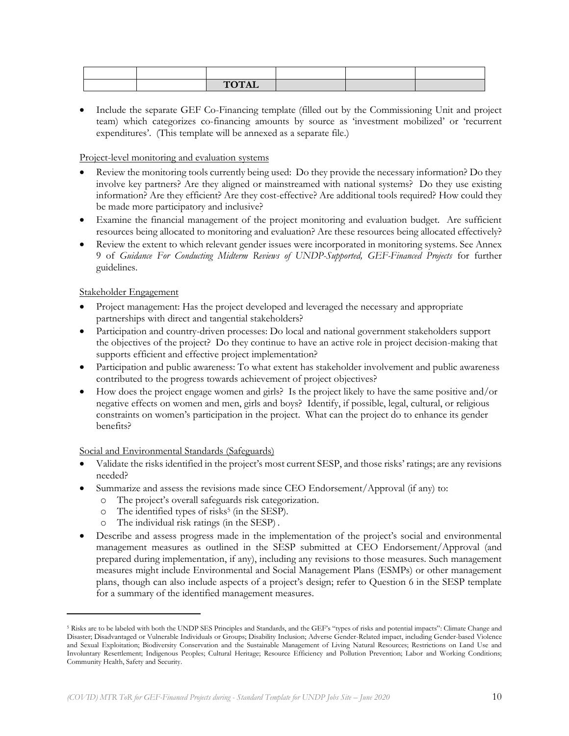| | | | | | |
|---|---|---|---|---|---|
| | | | | | |
| | | **TOTAL** | | | |

- Include the separate GEF Co-Financing template (filled out by the Commissioning Unit and project team) which categorizes co-financing amounts by source as 'investment mobilized' or 'recurrent expenditures'. (This template will be annexed as a separate file.)

Project-level monitoring and evaluation systems

- Review the monitoring tools currently being used: Do they provide the necessary information? Do they involve key partners? Are they aligned or mainstreamed with national systems? Do they use existing information? Are they efficient? Are they cost-effective? Are additional tools required? How could they be made more participatory and inclusive?
- Examine the financial management of the project monitoring and evaluation budget. Are sufficient resources being allocated to monitoring and evaluation? Are these resources being allocated effectively?
- Review the extent to which relevant gender issues were incorporated in monitoring systems. See Annex 9 of *Guidance For Conducting Midterm Reviews of UNDP-Supported, GEF-Financed Projects* for further guidelines.

Stakeholder Engagement

- Project management: Has the project developed and leveraged the necessary and appropriate partnerships with direct and tangential stakeholders?
- Participation and country-driven processes: Do local and national government stakeholders support the objectives of the project? Do they continue to have an active role in project decision-making that supports efficient and effective project implementation?
- Participation and public awareness: To what extent has stakeholder involvement and public awareness contributed to the progress towards achievement of project objectives?
- How does the project engage women and girls? Is the project likely to have the same positive and/or negative effects on women and men, girls and boys? Identify, if possible, legal, cultural, or religious constraints on women's participation in the project. What can the project do to enhance its gender benefits?

Social and Environmental Standards (Safeguards)

- Validate the risks identified in the project's most current SESP, and those risks' ratings; are any revisions needed?
- Summarize and assess the revisions made since CEO Endorsement/Approval (if any) to:
  - The project's overall safeguards risk categorization.
  - The identified types of risks[5] (in the SESP).
  - The individual risk ratings (in the SESP) .
- Describe and assess progress made in the implementation of the project's social and environmental management measures as outlined in the SESP submitted at CEO Endorsement/Approval (and prepared during implementation, if any), including any revisions to those measures. Such management measures might include Environmental and Social Management Plans (ESMPs) or other management plans, though can also include aspects of a project's design; refer to Question 6 in the SESP template for a summary of the identified management measures.

[5] Risks are to be labeled with both the UNDP SES Principles and Standards, and the GEF's "types of risks and potential impacts": Climate Change and Disaster; Disadvantaged or Vulnerable Individuals or Groups; Disability Inclusion; Adverse Gender-Related impact, including Gender-based Violence and Sexual Exploitation; Biodiversity Conservation and the Sustainable Management of Living Natural Resources; Restrictions on Land Use and Involuntary Resettlement; Indigenous Peoples; Cultural Heritage; Resource Efficiency and Pollution Prevention; Labor and Working Conditions; Community Health, Safety and Security.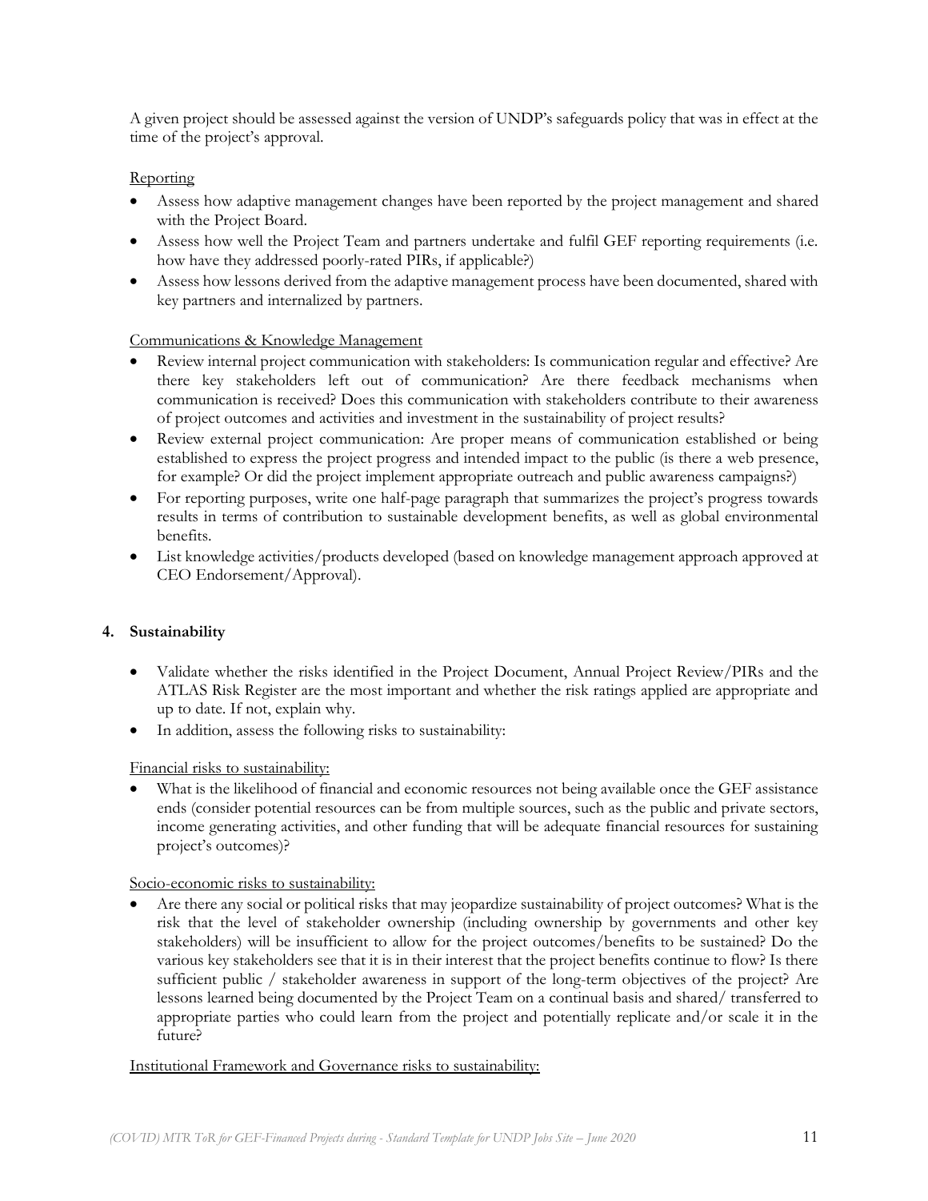A given project should be assessed against the version of UNDP's safeguards policy that was in effect at the time of the project's approval.

Reporting

- Assess how adaptive management changes have been reported by the project management and shared with the Project Board.
- Assess how well the Project Team and partners undertake and fulfil GEF reporting requirements (i.e. how have they addressed poorly-rated PIRs, if applicable?)
- Assess how lessons derived from the adaptive management process have been documented, shared with key partners and internalized by partners.

Communications & Knowledge Management

- Review internal project communication with stakeholders: Is communication regular and effective? Are there key stakeholders left out of communication? Are there feedback mechanisms when communication is received? Does this communication with stakeholders contribute to their awareness of project outcomes and activities and investment in the sustainability of project results?
- Review external project communication: Are proper means of communication established or being established to express the project progress and intended impact to the public (is there a web presence, for example? Or did the project implement appropriate outreach and public awareness campaigns?)
- For reporting purposes, write one half-page paragraph that summarizes the project's progress towards results in terms of contribution to sustainable development benefits, as well as global environmental benefits.
- List knowledge activities/products developed (based on knowledge management approach approved at CEO Endorsement/Approval).

**4. Sustainability**

- Validate whether the risks identified in the Project Document, Annual Project Review/PIRs and the ATLAS Risk Register are the most important and whether the risk ratings applied are appropriate and up to date. If not, explain why.
- In addition, assess the following risks to sustainability:

Financial risks to sustainability:

- What is the likelihood of financial and economic resources not being available once the GEF assistance ends (consider potential resources can be from multiple sources, such as the public and private sectors, income generating activities, and other funding that will be adequate financial resources for sustaining project's outcomes)?

Socio-economic risks to sustainability:

- Are there any social or political risks that may jeopardize sustainability of project outcomes? What is the risk that the level of stakeholder ownership (including ownership by governments and other key stakeholders) will be insufficient to allow for the project outcomes/benefits to be sustained? Do the various key stakeholders see that it is in their interest that the project benefits continue to flow? Is there sufficient public / stakeholder awareness in support of the long-term objectives of the project? Are lessons learned being documented by the Project Team on a continual basis and shared/ transferred to appropriate parties who could learn from the project and potentially replicate and/or scale it in the future?

Institutional Framework and Governance risks to sustainability: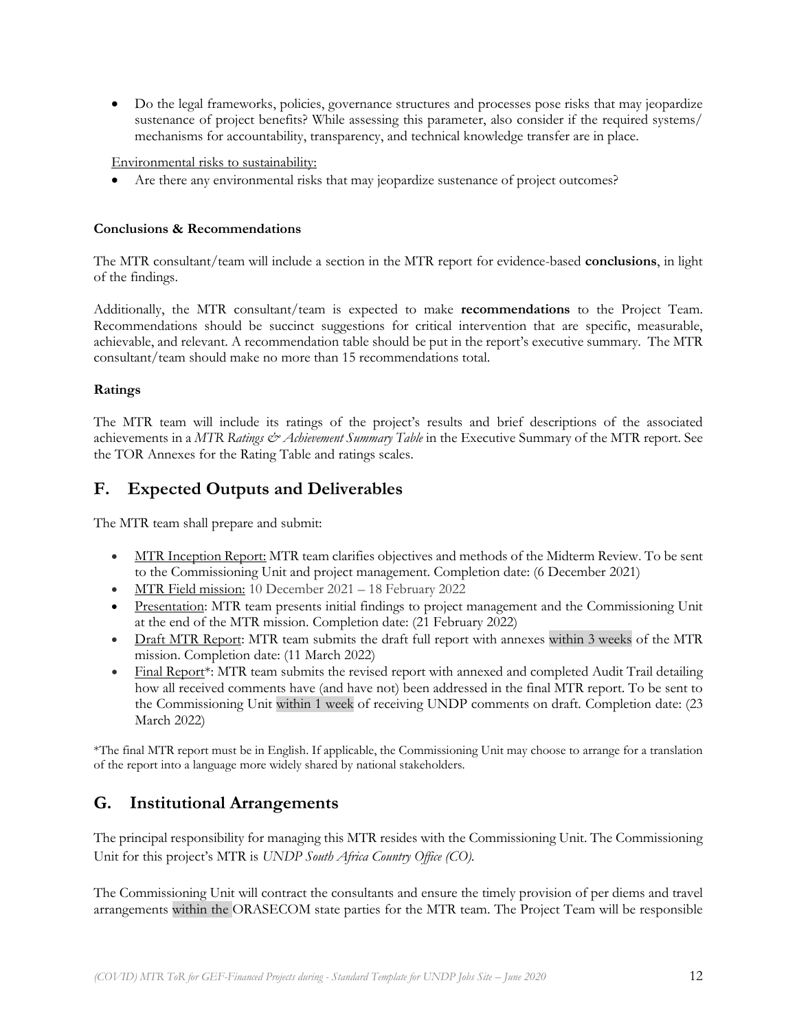- Do the legal frameworks, policies, governance structures and processes pose risks that may jeopardize sustenance of project benefits? While assessing this parameter, also consider if the required systems/ mechanisms for accountability, transparency, and technical knowledge transfer are in place.

Environmental risks to sustainability:

- Are there any environmental risks that may jeopardize sustenance of project outcomes?

**Conclusions & Recommendations**

The MTR consultant/team will include a section in the MTR report for evidence-based **conclusions**, in light of the findings.

Additionally, the MTR consultant/team is expected to make **recommendations** to the Project Team. Recommendations should be succinct suggestions for critical intervention that are specific, measurable, achievable, and relevant. A recommendation table should be put in the report's executive summary. The MTR consultant/team should make no more than 15 recommendations total.

**Ratings**

The MTR team will include its ratings of the project's results and brief descriptions of the associated achievements in a *MTR Ratings & Achievement Summary Table* in the Executive Summary of the MTR report. See the TOR Annexes for the Rating Table and ratings scales.

## F. Expected Outputs and Deliverables

The MTR team shall prepare and submit:

- MTR Inception Report: MTR team clarifies objectives and methods of the Midterm Review. To be sent to the Commissioning Unit and project management. Completion date: (6 December 2021)
- MTR Field mission: 10 December 2021 – 18 February 2022
- Presentation: MTR team presents initial findings to project management and the Commissioning Unit at the end of the MTR mission. Completion date: (21 February 2022)
- Draft MTR Report: MTR team submits the draft full report with annexes within 3 weeks of the MTR mission. Completion date: (11 March 2022)
- Final Report*: MTR team submits the revised report with annexed and completed Audit Trail detailing how all received comments have (and have not) been addressed in the final MTR report. To be sent to the Commissioning Unit within 1 week of receiving UNDP comments on draft. Completion date: (23 March 2022)

*The final MTR report must be in English. If applicable, the Commissioning Unit may choose to arrange for a translation of the report into a language more widely shared by national stakeholders.

## G. Institutional Arrangements

The principal responsibility for managing this MTR resides with the Commissioning Unit. The Commissioning Unit for this project's MTR is *UNDP South Africa Country Office (CO).*

The Commissioning Unit will contract the consultants and ensure the timely provision of per diems and travel arrangements within the ORASECOM state parties for the MTR team. The Project Team will be responsible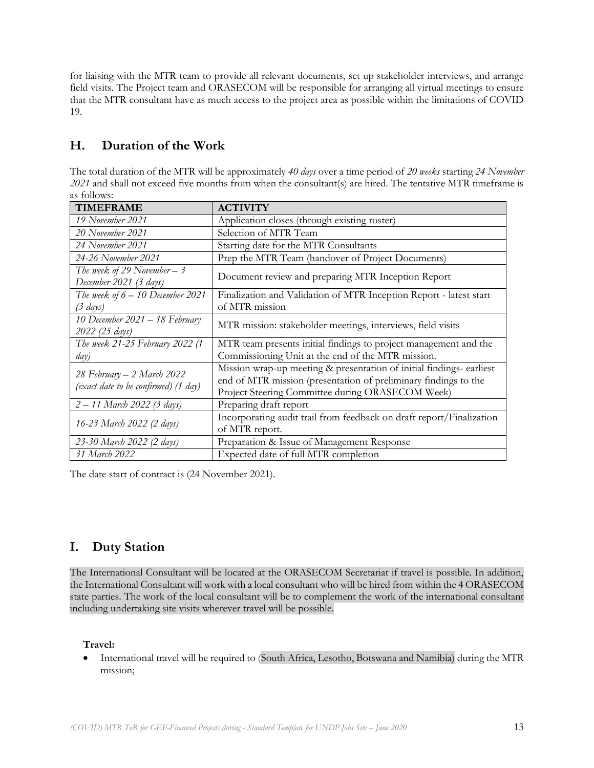for liaising with the MTR team to provide all relevant documents, set up stakeholder interviews, and arrange field visits. The Project team and ORASECOM will be responsible for arranging all virtual meetings to ensure that the MTR consultant have as much access to the project area as possible within the limitations of COVID 19.

## H. Duration of the Work

The total duration of the MTR will be approximately *40 days* over a time period of *20 weeks* starting *24 November 2021* and shall not exceed five months from when the consultant(s) are hired. The tentative MTR timeframe is as follows:

| TIMEFRAME | ACTIVITY |
|---|---|
| *19 November 2021* | Application closes (through existing roster) |
| *20 November 2021* | Selection of MTR Team |
| *24 November 2021* | Starting date for the MTR Consultants |
| *24-26 November 2021* | Prep the MTR Team (handover of Project Documents) |
| *The week of 29 November – 3 December 2021 (3 days)* | Document review and preparing MTR Inception Report |
| *The week of 6 – 10 December 2021 (3 days)* | Finalization and Validation of MTR Inception Report - latest start of MTR mission |
| *10 December 2021 – 18 February 2022 (25 days)* | MTR mission: stakeholder meetings, interviews, field visits |
| *The week 21-25 February 2022 (1 day)* | MTR team presents initial findings to project management and the Commissioning Unit at the end of the MTR mission. |
| *28 February – 2 March 2022 (exact date to be confirmed) (1 day)* | Mission wrap-up meeting & presentation of initial findings- earliest end of MTR mission (presentation of preliminary findings to the Project Steering Committee during ORASECOM Week) |
| *2 – 11 March 2022 (3 days)* | Preparing draft report |
| *16-23 March 2022 (2 days)* | Incorporating audit trail from feedback on draft report/Finalization of MTR report. |
| *23-30 March 2022 (2 days)* | Preparation & Issue of Management Response |
| *31 March 2022* | Expected date of full MTR completion |

The date start of contract is (24 November 2021).

## I. Duty Station

The International Consultant will be located at the ORASECOM Secretariat if travel is possible. In addition, the International Consultant will work with a local consultant who will be hired from within the 4 ORASECOM state parties. The work of the local consultant will be to complement the work of the international consultant including undertaking site visits wherever travel will be possible.

**Travel:**

- International travel will be required to (South Africa, Lesotho, Botswana and Namibia) during the MTR mission;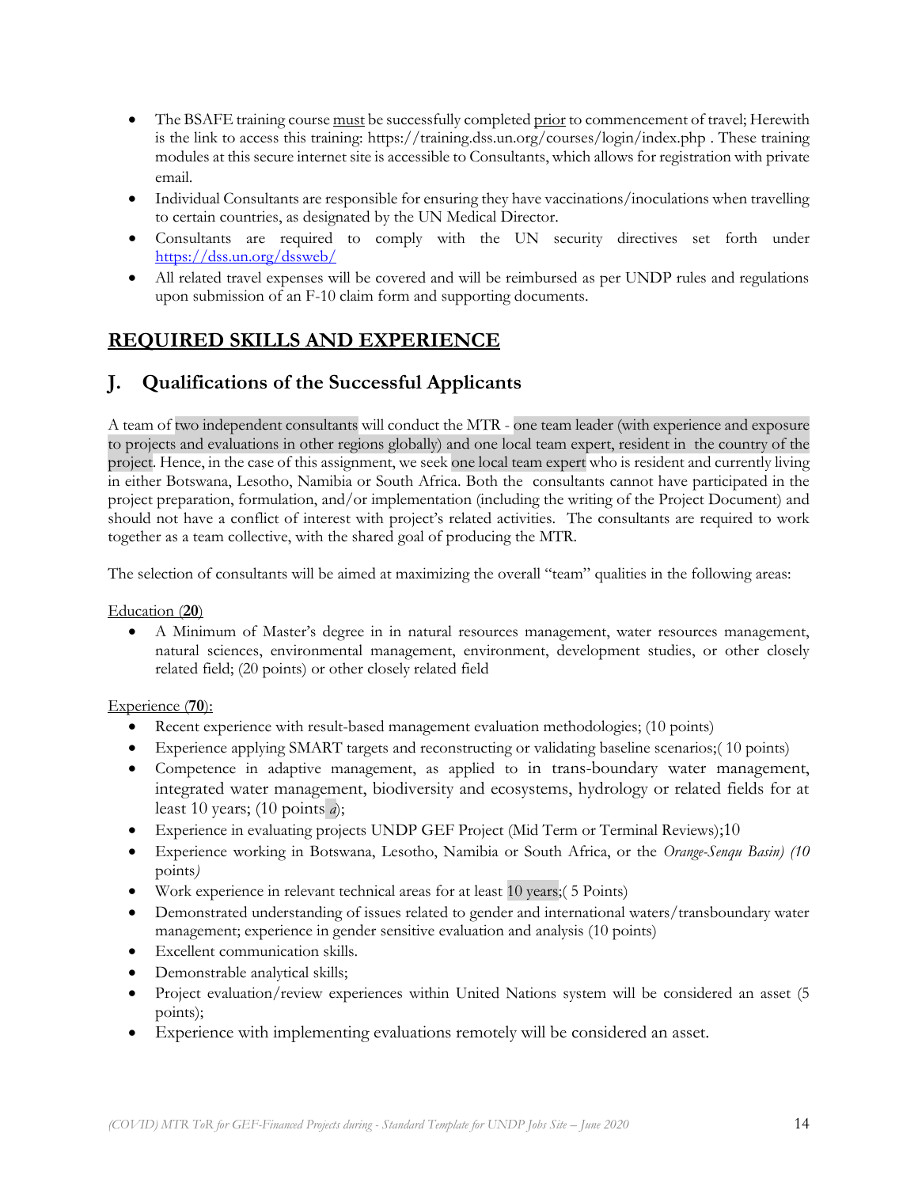- The BSAFE training course must be successfully completed prior to commencement of travel; Herewith is the link to access this training: https://training.dss.un.org/courses/login/index.php . These training modules at this secure internet site is accessible to Consultants, which allows for registration with private email.
- Individual Consultants are responsible for ensuring they have vaccinations/inoculations when travelling to certain countries, as designated by the UN Medical Director.
- Consultants are required to comply with the UN security directives set forth under https://dss.un.org/dssweb/
- All related travel expenses will be covered and will be reimbursed as per UNDP rules and regulations upon submission of an F-10 claim form and supporting documents.

# REQUIRED SKILLS AND EXPERIENCE

## J. Qualifications of the Successful Applicants

A team of two independent consultants will conduct the MTR - one team leader (with experience and exposure to projects and evaluations in other regions globally) and one local team expert, resident in the country of the project. Hence, in the case of this assignment, we seek one local team expert who is resident and currently living in either Botswana, Lesotho, Namibia or South Africa. Both the consultants cannot have participated in the project preparation, formulation, and/or implementation (including the writing of the Project Document) and should not have a conflict of interest with project's related activities. The consultants are required to work together as a team collective, with the shared goal of producing the MTR.

The selection of consultants will be aimed at maximizing the overall "team" qualities in the following areas:

Education (**20**)

- A Minimum of Master's degree in in natural resources management, water resources management, natural sciences, environmental management, environment, development studies, or other closely related field; (20 points) or other closely related field

Experience (**70**):

- Recent experience with result-based management evaluation methodologies; (10 points)
- Experience applying SMART targets and reconstructing or validating baseline scenarios;( 10 points)
- Competence in adaptive management, as applied to in trans-boundary water management, integrated water management, biodiversity and ecosystems, hydrology or related fields for at least 10 years; (10 points *a*);
- Experience in evaluating projects UNDP GEF Project (Mid Term or Terminal Reviews);10
- Experience working in Botswana, Lesotho, Namibia or South Africa, or the *Orange-Senqu Basin) (10* points*)*
- Work experience in relevant technical areas for at least 10 years;( 5 Points)
- Demonstrated understanding of issues related to gender and international waters/transboundary water management; experience in gender sensitive evaluation and analysis (10 points)
- Excellent communication skills.
- Demonstrable analytical skills;
- Project evaluation/review experiences within United Nations system will be considered an asset (5 points);
- Experience with implementing evaluations remotely will be considered an asset.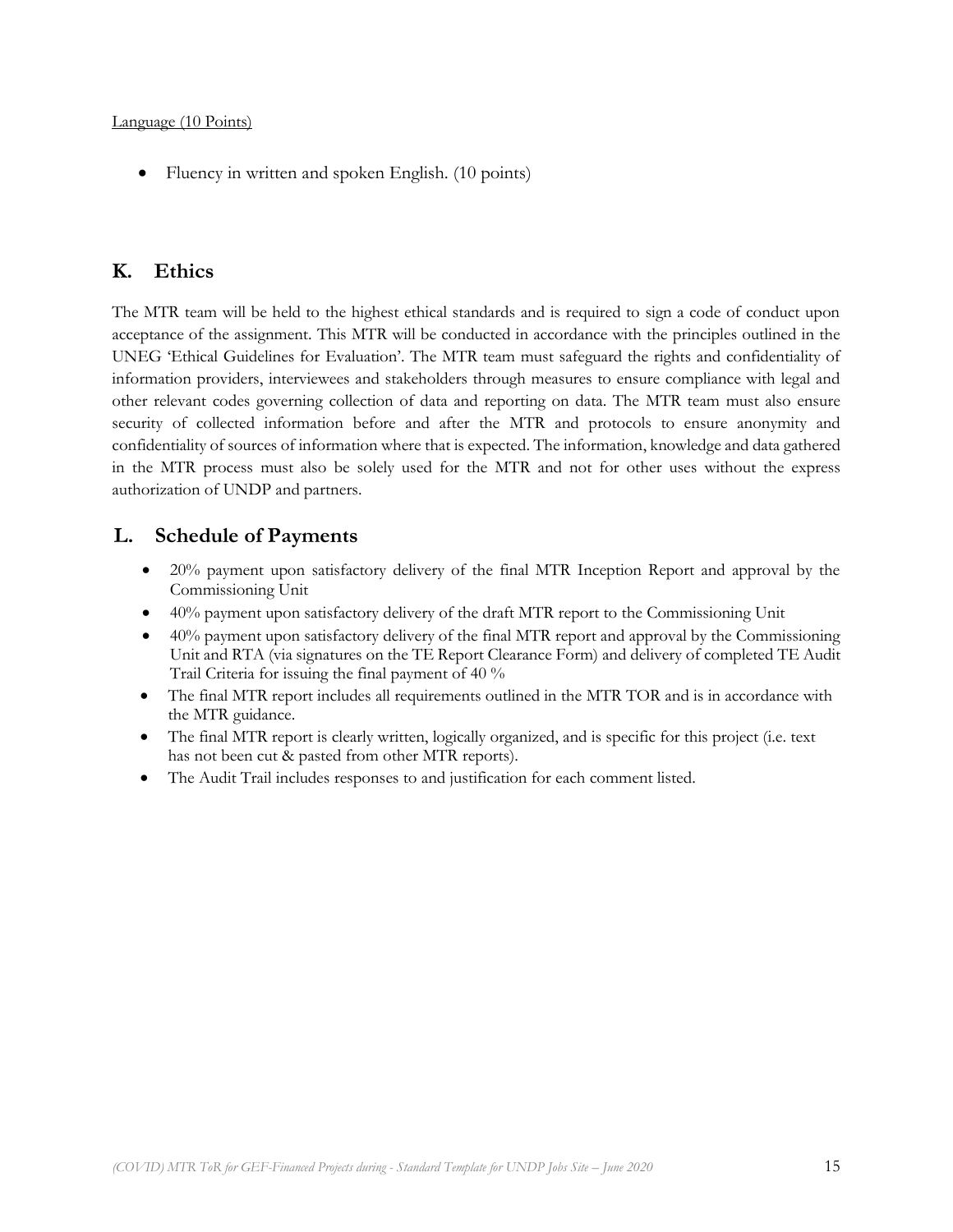Language (10 Points)

- Fluency in written and spoken English. (10 points)

## K. Ethics

The MTR team will be held to the highest ethical standards and is required to sign a code of conduct upon acceptance of the assignment. This MTR will be conducted in accordance with the principles outlined in the UNEG 'Ethical Guidelines for Evaluation'. The MTR team must safeguard the rights and confidentiality of information providers, interviewees and stakeholders through measures to ensure compliance with legal and other relevant codes governing collection of data and reporting on data. The MTR team must also ensure security of collected information before and after the MTR and protocols to ensure anonymity and confidentiality of sources of information where that is expected. The information, knowledge and data gathered in the MTR process must also be solely used for the MTR and not for other uses without the express authorization of UNDP and partners.

## L. Schedule of Payments

- 20% payment upon satisfactory delivery of the final MTR Inception Report and approval by the Commissioning Unit
- 40% payment upon satisfactory delivery of the draft MTR report to the Commissioning Unit
- 40% payment upon satisfactory delivery of the final MTR report and approval by the Commissioning Unit and RTA (via signatures on the TE Report Clearance Form) and delivery of completed TE Audit Trail Criteria for issuing the final payment of 40 %
- The final MTR report includes all requirements outlined in the MTR TOR and is in accordance with the MTR guidance.
- The final MTR report is clearly written, logically organized, and is specific for this project (i.e. text has not been cut & pasted from other MTR reports).
- The Audit Trail includes responses to and justification for each comment listed.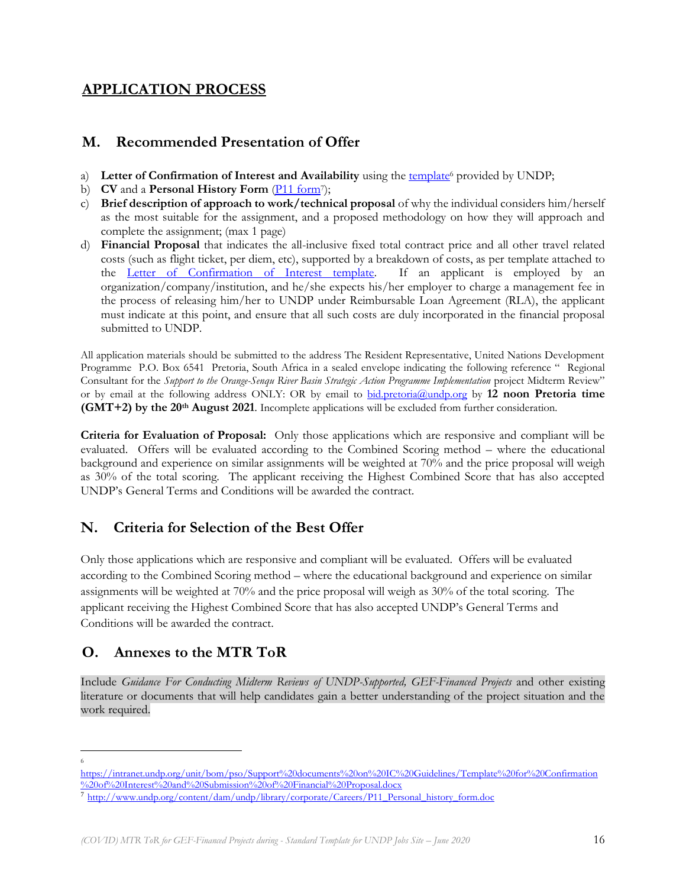## APPLICATION PROCESS

### M. Recommended Presentation of Offer

a) **Letter of Confirmation of Interest and Availability** using the template[6] provided by UNDP;
b) **CV** and a **Personal History Form** (P11 form[7]);
c) **Brief description of approach to work/technical proposal** of why the individual considers him/herself as the most suitable for the assignment, and a proposed methodology on how they will approach and complete the assignment; (max 1 page)
d) **Financial Proposal** that indicates the all-inclusive fixed total contract price and all other travel related costs (such as flight ticket, per diem, etc), supported by a breakdown of costs, as per template attached to the Letter of Confirmation of Interest template. If an applicant is employed by an organization/company/institution, and he/she expects his/her employer to charge a management fee in the process of releasing him/her to UNDP under Reimbursable Loan Agreement (RLA), the applicant must indicate at this point, and ensure that all such costs are duly incorporated in the financial proposal submitted to UNDP.

All application materials should be submitted to the address The Resident Representative, United Nations Development Programme P.O. Box 6541 Pretoria, South Africa in a sealed envelope indicating the following reference " Regional Consultant for the *Support to the Orange-Senqu River Basin Strategic Action Programme Implementation* project Midterm Review" or by email at the following address ONLY: OR by email to bid.pretoria@undp.org by **12 noon Pretoria time (GMT+2) by the 20th August 2021**. Incomplete applications will be excluded from further consideration.

**Criteria for Evaluation of Proposal:** Only those applications which are responsive and compliant will be evaluated. Offers will be evaluated according to the Combined Scoring method – where the educational background and experience on similar assignments will be weighted at 70% and the price proposal will weigh as 30% of the total scoring. The applicant receiving the Highest Combined Score that has also accepted UNDP's General Terms and Conditions will be awarded the contract.

### N. Criteria for Selection of the Best Offer

Only those applications which are responsive and compliant will be evaluated. Offers will be evaluated according to the Combined Scoring method – where the educational background and experience on similar assignments will be weighted at 70% and the price proposal will weigh as 30% of the total scoring. The applicant receiving the Highest Combined Score that has also accepted UNDP's General Terms and Conditions will be awarded the contract.

### O. Annexes to the MTR ToR

Include *Guidance For Conducting Midterm Reviews of UNDP-Supported, GEF-Financed Projects* and other existing literature or documents that will help candidates gain a better understanding of the project situation and the work required.

---

[6] https://intranet.undp.org/unit/bom/pso/Support%20documents%20on%20IC%20Guidelines/Template%20for%20Confirmation%20of%20Interest%20and%20Submission%20of%20Financial%20Proposal.docx

[7] http://www.undp.org/content/dam/undp/library/corporate/Careers/P11_Personal_history_form.doc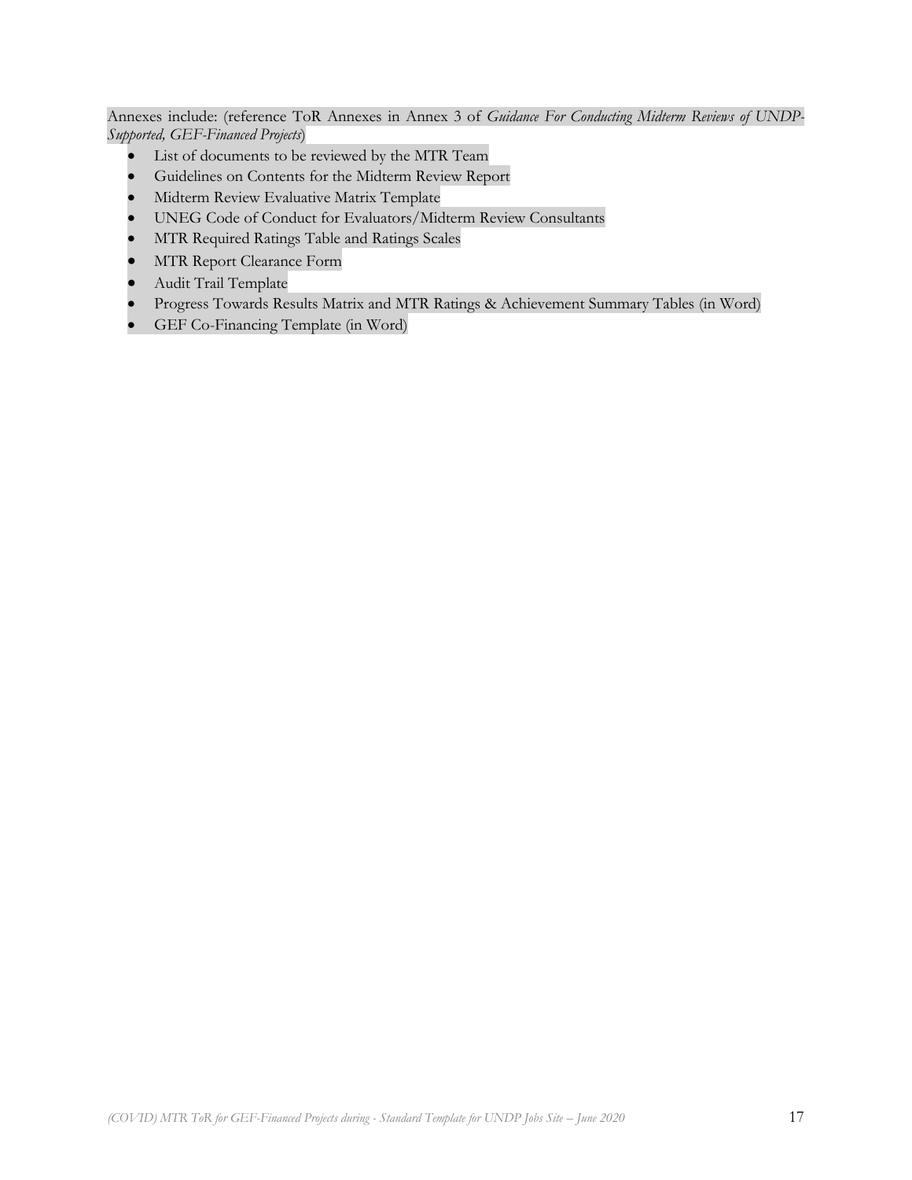Annexes include: (reference ToR Annexes in Annex 3 of *Guidance For Conducting Midterm Reviews of UNDP-Supported, GEF-Financed Projects*)

- List of documents to be reviewed by the MTR Team
- Guidelines on Contents for the Midterm Review Report
- Midterm Review Evaluative Matrix Template
- UNEG Code of Conduct for Evaluators/Midterm Review Consultants
- MTR Required Ratings Table and Ratings Scales
- MTR Report Clearance Form
- Audit Trail Template
- Progress Towards Results Matrix and MTR Ratings & Achievement Summary Tables (in Word)
- GEF Co-Financing Template (in Word)